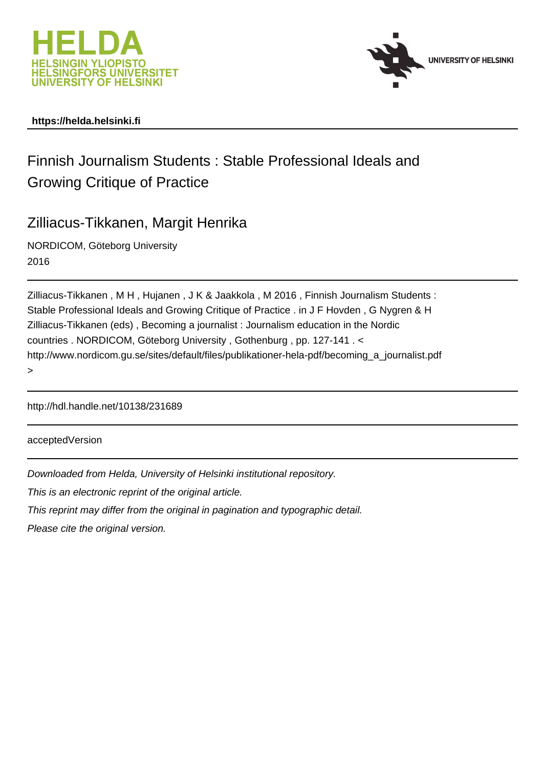**https://helda.helsinki.fi**

# Finnish Journalism Students : Stable Professional Ideals and Growing Critique of Practice

## Zilliacus-Tikkanen, Margit Henrika

NORDICOM, Göteborg University

2016

Zilliacus-Tikkanen , M H , Hujanen , J K & Jaakkola , M 2016 , Finnish Journalism Students : Stable Professional Ideals and Growing Critique of Practice . in J F Hovden , G Nygren & H Zilliacus-Tikkanen (eds) , Becoming a journalist : Journalism education in the Nordic countries . NORDICOM, Göteborg University , Gothenburg , pp. 127-141 . < http://www.nordicom.gu.se/sites/default/files/publikationer-hela-pdf/becoming_a_journalist.pdf >

http://hdl.handle.net/10138/231689

acceptedVersion

*Downloaded from Helda, University of Helsinki institutional repository.*

*This is an electronic reprint of the original article.*

*This reprint may differ from the original in pagination and typographic detail.*

*Please cite the original version.*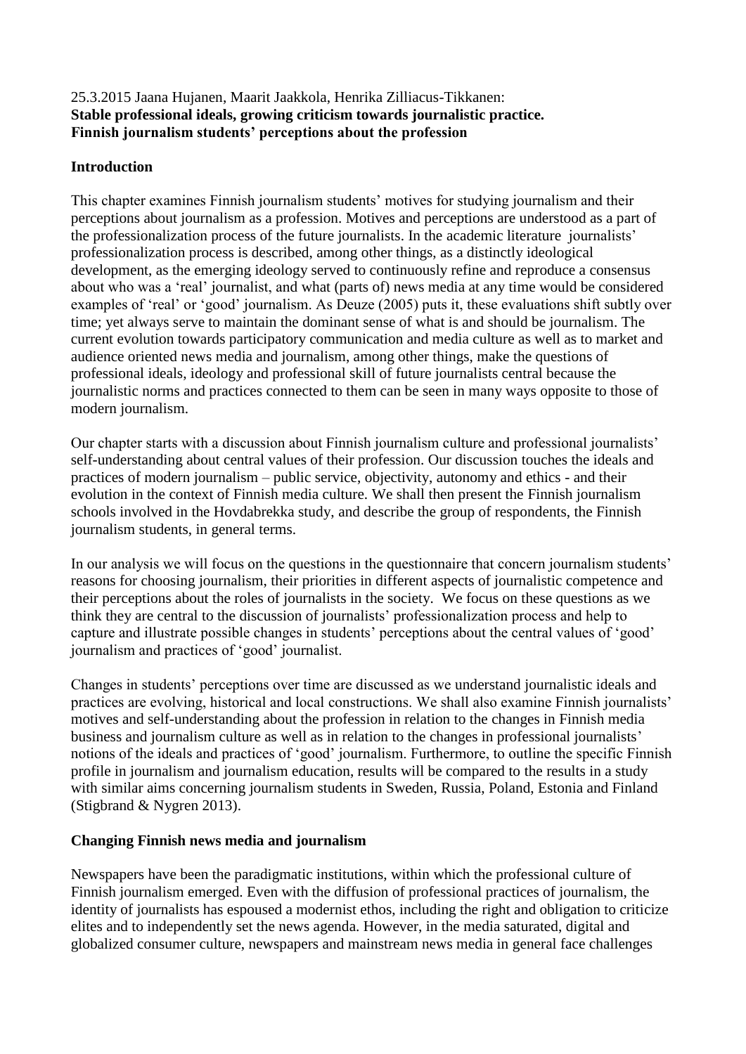25.3.2015 Jaana Hujanen, Maarit Jaakkola, Henrika Zilliacus-Tikkanen:
**Stable professional ideals, growing criticism towards journalistic practice. Finnish journalism students' perceptions about the profession**

## Introduction

This chapter examines Finnish journalism students' motives for studying journalism and their perceptions about journalism as a profession. Motives and perceptions are understood as a part of the professionalization process of the future journalists. In the academic literature journalists' professionalization process is described, among other things, as a distinctly ideological development, as the emerging ideology served to continuously refine and reproduce a consensus about who was a 'real' journalist, and what (parts of) news media at any time would be considered examples of 'real' or 'good' journalism. As Deuze (2005) puts it, these evaluations shift subtly over time; yet always serve to maintain the dominant sense of what is and should be journalism. The current evolution towards participatory communication and media culture as well as to market and audience oriented news media and journalism, among other things, make the questions of professional ideals, ideology and professional skill of future journalists central because the journalistic norms and practices connected to them can be seen in many ways opposite to those of modern journalism.

Our chapter starts with a discussion about Finnish journalism culture and professional journalists' self-understanding about central values of their profession. Our discussion touches the ideals and practices of modern journalism – public service, objectivity, autonomy and ethics - and their evolution in the context of Finnish media culture. We shall then present the Finnish journalism schools involved in the Hovdabrekka study, and describe the group of respondents, the Finnish journalism students, in general terms.

In our analysis we will focus on the questions in the questionnaire that concern journalism students' reasons for choosing journalism, their priorities in different aspects of journalistic competence and their perceptions about the roles of journalists in the society. We focus on these questions as we think they are central to the discussion of journalists' professionalization process and help to capture and illustrate possible changes in students' perceptions about the central values of 'good' journalism and practices of 'good' journalist.

Changes in students' perceptions over time are discussed as we understand journalistic ideals and practices are evolving, historical and local constructions. We shall also examine Finnish journalists' motives and self-understanding about the profession in relation to the changes in Finnish media business and journalism culture as well as in relation to the changes in professional journalists' notions of the ideals and practices of 'good' journalism. Furthermore, to outline the specific Finnish profile in journalism and journalism education, results will be compared to the results in a study with similar aims concerning journalism students in Sweden, Russia, Poland, Estonia and Finland (Stigbrand & Nygren 2013).

## Changing Finnish news media and journalism

Newspapers have been the paradigmatic institutions, within which the professional culture of Finnish journalism emerged. Even with the diffusion of professional practices of journalism, the identity of journalists has espoused a modernist ethos, including the right and obligation to criticize elites and to independently set the news agenda. However, in the media saturated, digital and globalized consumer culture, newspapers and mainstream news media in general face challenges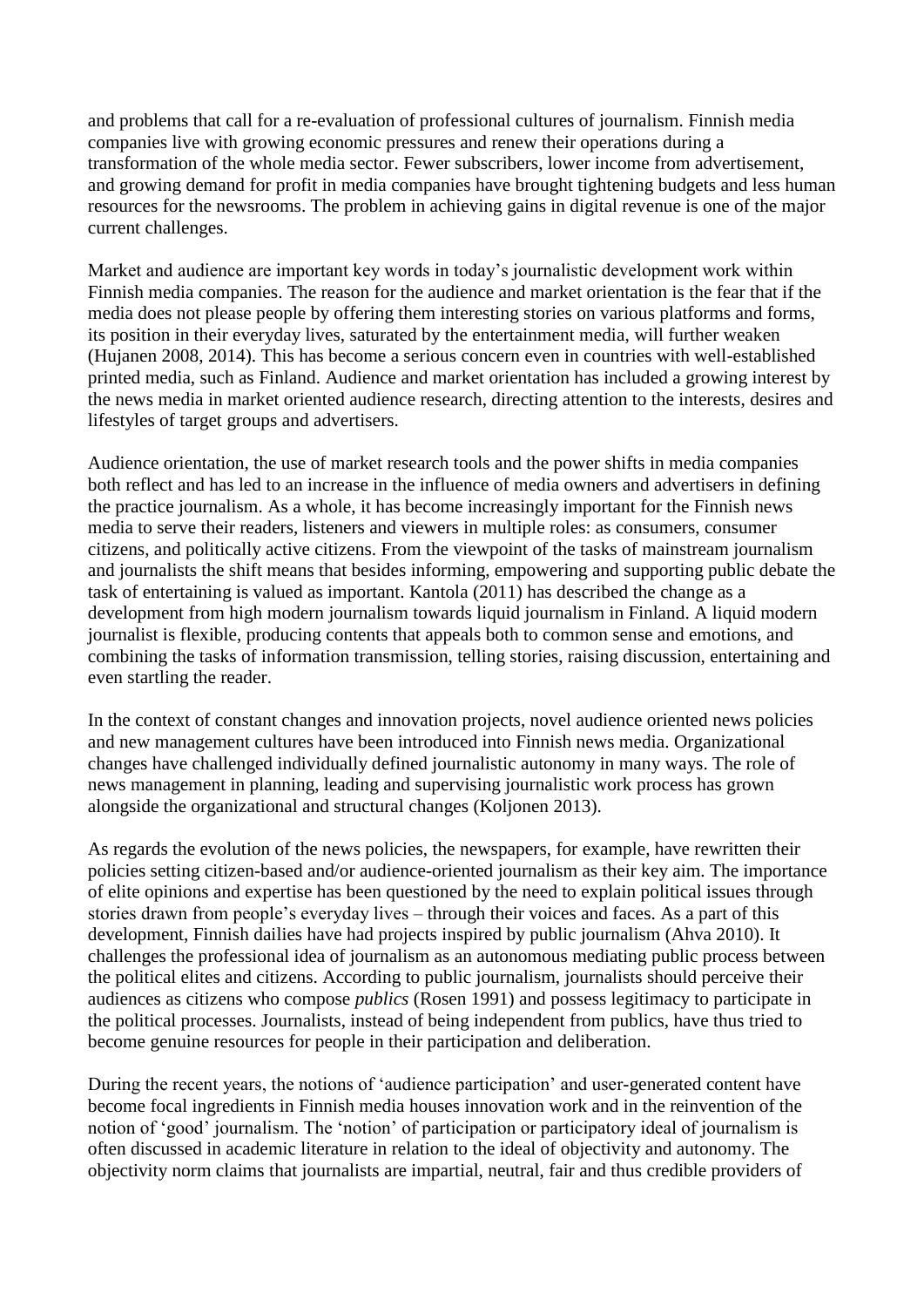and problems that call for a re-evaluation of professional cultures of journalism. Finnish media companies live with growing economic pressures and renew their operations during a transformation of the whole media sector. Fewer subscribers, lower income from advertisement, and growing demand for profit in media companies have brought tightening budgets and less human resources for the newsrooms. The problem in achieving gains in digital revenue is one of the major current challenges.

Market and audience are important key words in today's journalistic development work within Finnish media companies. The reason for the audience and market orientation is the fear that if the media does not please people by offering them interesting stories on various platforms and forms, its position in their everyday lives, saturated by the entertainment media, will further weaken (Hujanen 2008, 2014). This has become a serious concern even in countries with well-established printed media, such as Finland. Audience and market orientation has included a growing interest by the news media in market oriented audience research, directing attention to the interests, desires and lifestyles of target groups and advertisers.

Audience orientation, the use of market research tools and the power shifts in media companies both reflect and has led to an increase in the influence of media owners and advertisers in defining the practice journalism. As a whole, it has become increasingly important for the Finnish news media to serve their readers, listeners and viewers in multiple roles: as consumers, consumer citizens, and politically active citizens. From the viewpoint of the tasks of mainstream journalism and journalists the shift means that besides informing, empowering and supporting public debate the task of entertaining is valued as important. Kantola (2011) has described the change as a development from high modern journalism towards liquid journalism in Finland. A liquid modern journalist is flexible, producing contents that appeals both to common sense and emotions, and combining the tasks of information transmission, telling stories, raising discussion, entertaining and even startling the reader.

In the context of constant changes and innovation projects, novel audience oriented news policies and new management cultures have been introduced into Finnish news media. Organizational changes have challenged individually defined journalistic autonomy in many ways. The role of news management in planning, leading and supervising journalistic work process has grown alongside the organizational and structural changes (Koljonen 2013).

As regards the evolution of the news policies, the newspapers, for example, have rewritten their policies setting citizen-based and/or audience-oriented journalism as their key aim. The importance of elite opinions and expertise has been questioned by the need to explain political issues through stories drawn from people's everyday lives – through their voices and faces. As a part of this development, Finnish dailies have had projects inspired by public journalism (Ahva 2010). It challenges the professional idea of journalism as an autonomous mediating public process between the political elites and citizens. According to public journalism, journalists should perceive their audiences as citizens who compose *publics* (Rosen 1991) and possess legitimacy to participate in the political processes. Journalists, instead of being independent from publics, have thus tried to become genuine resources for people in their participation and deliberation.

During the recent years, the notions of 'audience participation' and user-generated content have become focal ingredients in Finnish media houses innovation work and in the reinvention of the notion of 'good' journalism. The 'notion' of participation or participatory ideal of journalism is often discussed in academic literature in relation to the ideal of objectivity and autonomy. The objectivity norm claims that journalists are impartial, neutral, fair and thus credible providers of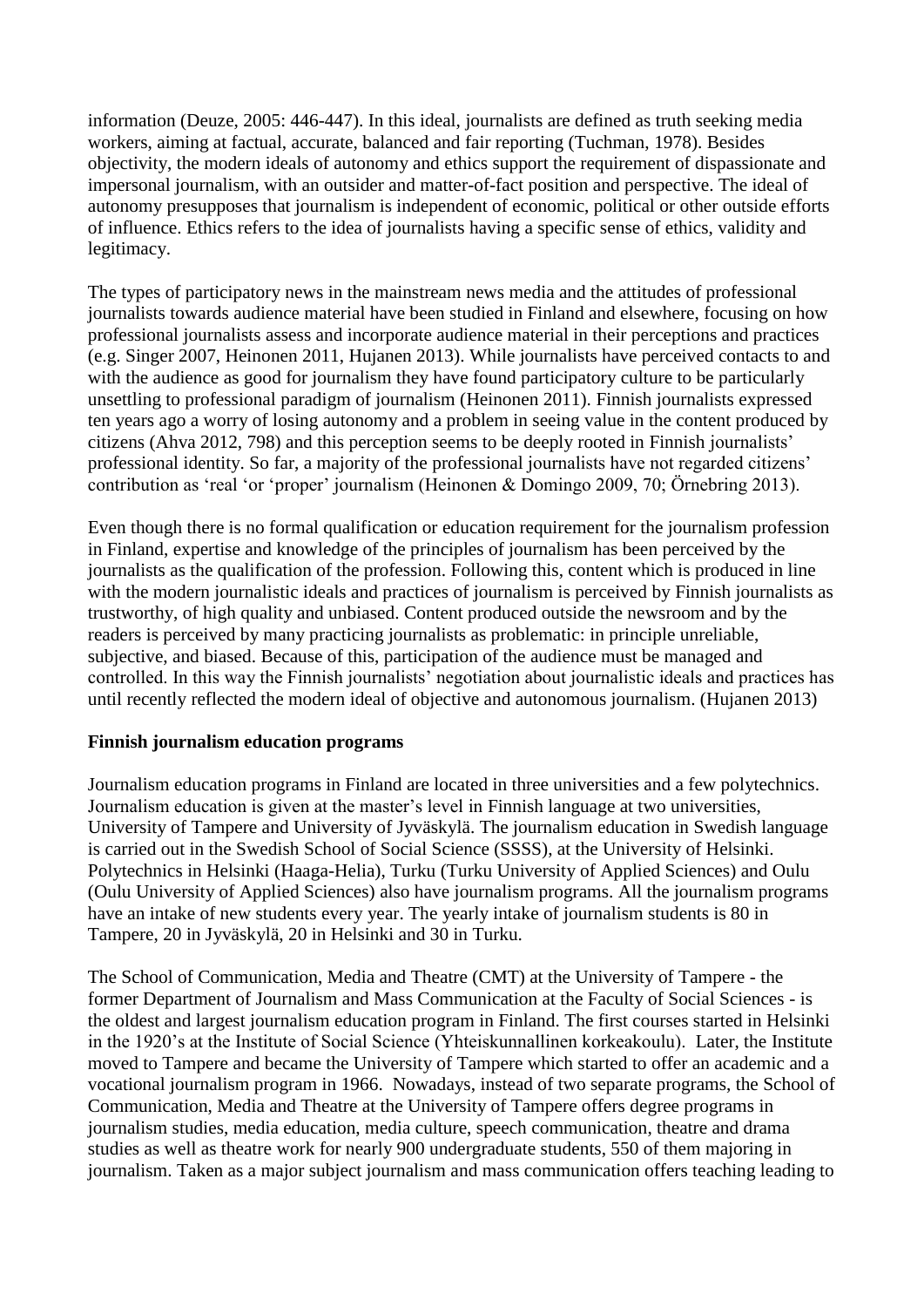information (Deuze, 2005: 446-447). In this ideal, journalists are defined as truth seeking media workers, aiming at factual, accurate, balanced and fair reporting (Tuchman, 1978). Besides objectivity, the modern ideals of autonomy and ethics support the requirement of dispassionate and impersonal journalism, with an outsider and matter-of-fact position and perspective. The ideal of autonomy presupposes that journalism is independent of economic, political or other outside efforts of influence. Ethics refers to the idea of journalists having a specific sense of ethics, validity and legitimacy.

The types of participatory news in the mainstream news media and the attitudes of professional journalists towards audience material have been studied in Finland and elsewhere, focusing on how professional journalists assess and incorporate audience material in their perceptions and practices (e.g. Singer 2007, Heinonen 2011, Hujanen 2013). While journalists have perceived contacts to and with the audience as good for journalism they have found participatory culture to be particularly unsettling to professional paradigm of journalism (Heinonen 2011). Finnish journalists expressed ten years ago a worry of losing autonomy and a problem in seeing value in the content produced by citizens (Ahva 2012, 798) and this perception seems to be deeply rooted in Finnish journalists' professional identity. So far, a majority of the professional journalists have not regarded citizens' contribution as 'real 'or 'proper' journalism (Heinonen & Domingo 2009, 70; Örnebring 2013).

Even though there is no formal qualification or education requirement for the journalism profession in Finland, expertise and knowledge of the principles of journalism has been perceived by the journalists as the qualification of the profession. Following this, content which is produced in line with the modern journalistic ideals and practices of journalism is perceived by Finnish journalists as trustworthy, of high quality and unbiased. Content produced outside the newsroom and by the readers is perceived by many practicing journalists as problematic: in principle unreliable, subjective, and biased. Because of this, participation of the audience must be managed and controlled. In this way the Finnish journalists' negotiation about journalistic ideals and practices has until recently reflected the modern ideal of objective and autonomous journalism. (Hujanen 2013)

**Finnish journalism education programs**

Journalism education programs in Finland are located in three universities and a few polytechnics. Journalism education is given at the master's level in Finnish language at two universities, University of Tampere and University of Jyväskylä. The journalism education in Swedish language is carried out in the Swedish School of Social Science (SSSS), at the University of Helsinki. Polytechnics in Helsinki (Haaga-Helia), Turku (Turku University of Applied Sciences) and Oulu (Oulu University of Applied Sciences) also have journalism programs. All the journalism programs have an intake of new students every year. The yearly intake of journalism students is 80 in Tampere, 20 in Jyväskylä, 20 in Helsinki and 30 in Turku.

The School of Communication, Media and Theatre (CMT) at the University of Tampere - the former Department of Journalism and Mass Communication at the Faculty of Social Sciences - is the oldest and largest journalism education program in Finland. The first courses started in Helsinki in the 1920's at the Institute of Social Science (Yhteiskunnallinen korkeakoulu). Later, the Institute moved to Tampere and became the University of Tampere which started to offer an academic and a vocational journalism program in 1966. Nowadays, instead of two separate programs, the School of Communication, Media and Theatre at the University of Tampere offers degree programs in journalism studies, media education, media culture, speech communication, theatre and drama studies as well as theatre work for nearly 900 undergraduate students, 550 of them majoring in journalism. Taken as a major subject journalism and mass communication offers teaching leading to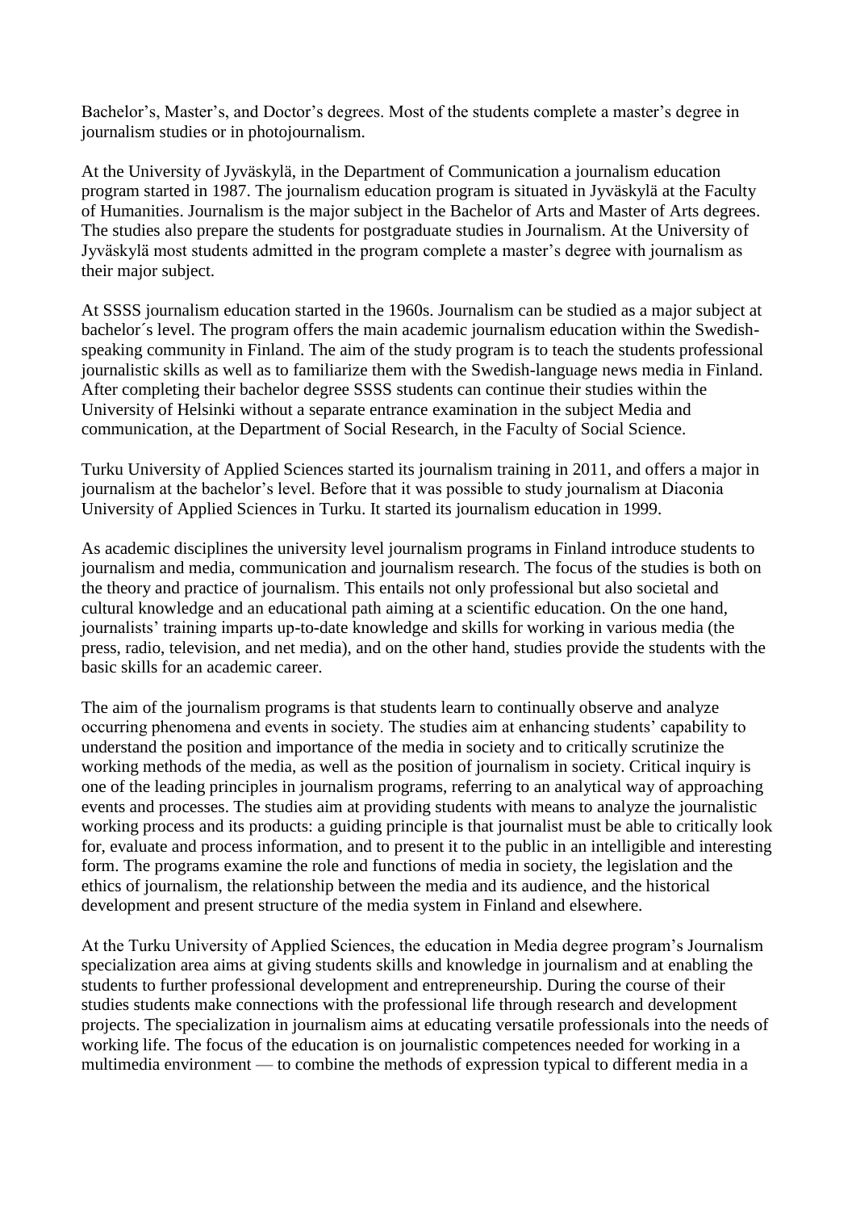Bachelor's, Master's, and Doctor's degrees. Most of the students complete a master's degree in journalism studies or in photojournalism.

At the University of Jyväskylä, in the Department of Communication a journalism education program started in 1987. The journalism education program is situated in Jyväskylä at the Faculty of Humanities. Journalism is the major subject in the Bachelor of Arts and Master of Arts degrees. The studies also prepare the students for postgraduate studies in Journalism. At the University of Jyväskylä most students admitted in the program complete a master's degree with journalism as their major subject.

At SSSS journalism education started in the 1960s. Journalism can be studied as a major subject at bachelor´s level. The program offers the main academic journalism education within the Swedish-speaking community in Finland. The aim of the study program is to teach the students professional journalistic skills as well as to familiarize them with the Swedish-language news media in Finland. After completing their bachelor degree SSSS students can continue their studies within the University of Helsinki without a separate entrance examination in the subject Media and communication, at the Department of Social Research, in the Faculty of Social Science.

Turku University of Applied Sciences started its journalism training in 2011, and offers a major in journalism at the bachelor's level. Before that it was possible to study journalism at Diaconia University of Applied Sciences in Turku. It started its journalism education in 1999.

As academic disciplines the university level journalism programs in Finland introduce students to journalism and media, communication and journalism research. The focus of the studies is both on the theory and practice of journalism. This entails not only professional but also societal and cultural knowledge and an educational path aiming at a scientific education. On the one hand, journalists' training imparts up-to-date knowledge and skills for working in various media (the press, radio, television, and net media), and on the other hand, studies provide the students with the basic skills for an academic career.

The aim of the journalism programs is that students learn to continually observe and analyze occurring phenomena and events in society. The studies aim at enhancing students' capability to understand the position and importance of the media in society and to critically scrutinize the working methods of the media, as well as the position of journalism in society. Critical inquiry is one of the leading principles in journalism programs, referring to an analytical way of approaching events and processes. The studies aim at providing students with means to analyze the journalistic working process and its products: a guiding principle is that journalist must be able to critically look for, evaluate and process information, and to present it to the public in an intelligible and interesting form. The programs examine the role and functions of media in society, the legislation and the ethics of journalism, the relationship between the media and its audience, and the historical development and present structure of the media system in Finland and elsewhere.

At the Turku University of Applied Sciences, the education in Media degree program's Journalism specialization area aims at giving students skills and knowledge in journalism and at enabling the students to further professional development and entrepreneurship. During the course of their studies students make connections with the professional life through research and development projects. The specialization in journalism aims at educating versatile professionals into the needs of working life. The focus of the education is on journalistic competences needed for working in a multimedia environment — to combine the methods of expression typical to different media in a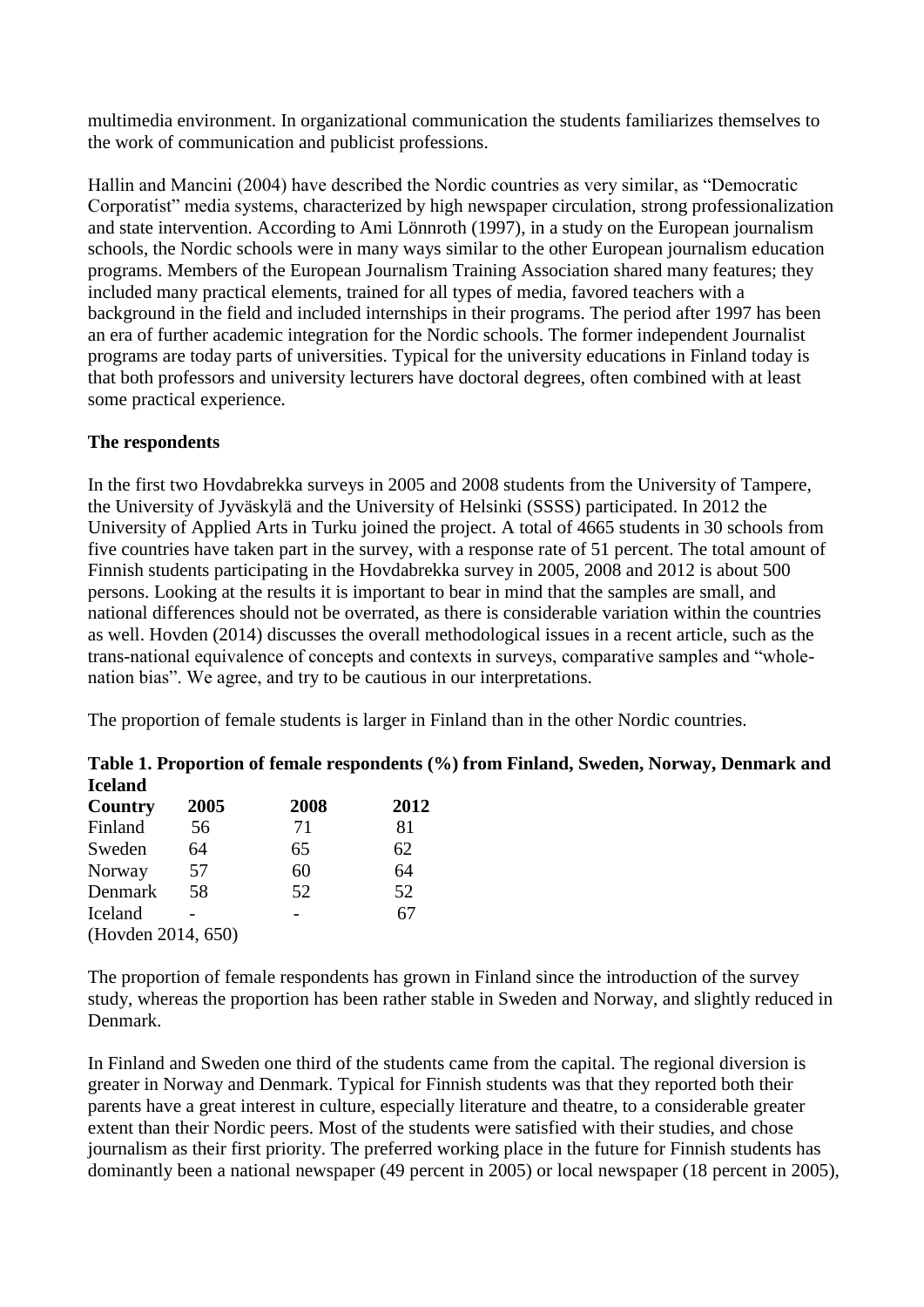multimedia environment. In organizational communication the students familiarizes themselves to the work of communication and publicist professions.

Hallin and Mancini (2004) have described the Nordic countries as very similar, as "Democratic Corporatist" media systems, characterized by high newspaper circulation, strong professionalization and state intervention. According to Ami Lönnroth (1997), in a study on the European journalism schools, the Nordic schools were in many ways similar to the other European journalism education programs. Members of the European Journalism Training Association shared many features; they included many practical elements, trained for all types of media, favored teachers with a background in the field and included internships in their programs. The period after 1997 has been an era of further academic integration for the Nordic schools. The former independent Journalist programs are today parts of universities. Typical for the university educations in Finland today is that both professors and university lecturers have doctoral degrees, often combined with at least some practical experience.

**The respondents**

In the first two Hovdabrekka surveys in 2005 and 2008 students from the University of Tampere, the University of Jyväskylä and the University of Helsinki (SSSS) participated. In 2012 the University of Applied Arts in Turku joined the project. A total of 4665 students in 30 schools from five countries have taken part in the survey, with a response rate of 51 percent. The total amount of Finnish students participating in the Hovdabrekka survey in 2005, 2008 and 2012 is about 500 persons. Looking at the results it is important to bear in mind that the samples are small, and national differences should not be overrated, as there is considerable variation within the countries as well. Hovden (2014) discusses the overall methodological issues in a recent article, such as the trans-national equivalence of concepts and contexts in surveys, comparative samples and "whole-nation bias". We agree, and try to be cautious in our interpretations.

The proportion of female students is larger in Finland than in the other Nordic countries.

**Table 1. Proportion of female respondents (%) from Finland, Sweden, Norway, Denmark and Iceland**

| Country | 2005 | 2008 | 2012 |
|---|---|---|---|
| Finland | 56 | 71 | 81 |
| Sweden | 64 | 65 | 62 |
| Norway | 57 | 60 | 64 |
| Denmark | 58 | 52 | 52 |
| Iceland | - | - | 67 |

(Hovden 2014, 650)

The proportion of female respondents has grown in Finland since the introduction of the survey study, whereas the proportion has been rather stable in Sweden and Norway, and slightly reduced in Denmark.

In Finland and Sweden one third of the students came from the capital. The regional diversion is greater in Norway and Denmark. Typical for Finnish students was that they reported both their parents have a great interest in culture, especially literature and theatre, to a considerable greater extent than their Nordic peers. Most of the students were satisfied with their studies, and chose journalism as their first priority. The preferred working place in the future for Finnish students has dominantly been a national newspaper (49 percent in 2005) or local newspaper (18 percent in 2005),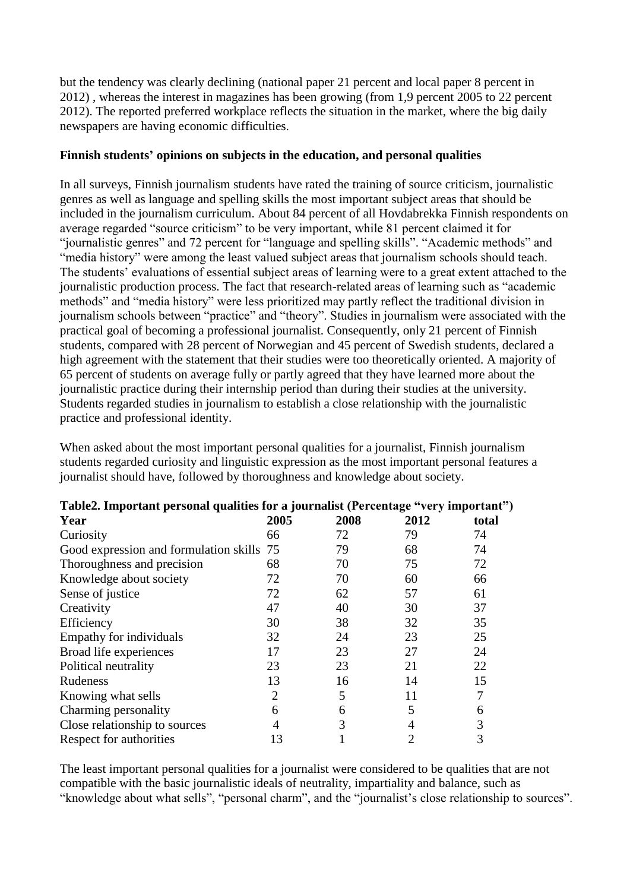but the tendency was clearly declining (national paper 21 percent and local paper 8 percent in 2012) , whereas the interest in magazines has been growing (from 1,9 percent 2005 to 22 percent 2012). The reported preferred workplace reflects the situation in the market, where the big daily newspapers are having economic difficulties.

**Finnish students' opinions on subjects in the education, and personal qualities**

In all surveys, Finnish journalism students have rated the training of source criticism, journalistic genres as well as language and spelling skills the most important subject areas that should be included in the journalism curriculum. About 84 percent of all Hovdabrekka Finnish respondents on average regarded "source criticism" to be very important, while 81 percent claimed it for "journalistic genres" and 72 percent for "language and spelling skills". "Academic methods" and "media history" were among the least valued subject areas that journalism schools should teach. The students' evaluations of essential subject areas of learning were to a great extent attached to the journalistic production process. The fact that research-related areas of learning such as "academic methods" and "media history" were less prioritized may partly reflect the traditional division in journalism schools between "practice" and "theory". Studies in journalism were associated with the practical goal of becoming a professional journalist. Consequently, only 21 percent of Finnish students, compared with 28 percent of Norwegian and 45 percent of Swedish students, declared a high agreement with the statement that their studies were too theoretically oriented. A majority of 65 percent of students on average fully or partly agreed that they have learned more about the journalistic practice during their internship period than during their studies at the university. Students regarded studies in journalism to establish a close relationship with the journalistic practice and professional identity.

When asked about the most important personal qualities for a journalist, Finnish journalism students regarded curiosity and linguistic expression as the most important personal features a journalist should have, followed by thoroughness and knowledge about society.

**Table2. Important personal qualities for a journalist (Percentage "very important")**

| Year | 2005 | 2008 | 2012 | total |
|---|---|---|---|---|
| Curiosity | 66 | 72 | 79 | 74 |
| Good expression and formulation skills | 75 | 79 | 68 | 74 |
| Thoroughness and precision | 68 | 70 | 75 | 72 |
| Knowledge about society | 72 | 70 | 60 | 66 |
| Sense of justice | 72 | 62 | 57 | 61 |
| Creativity | 47 | 40 | 30 | 37 |
| Efficiency | 30 | 38 | 32 | 35 |
| Empathy for individuals | 32 | 24 | 23 | 25 |
| Broad life experiences | 17 | 23 | 27 | 24 |
| Political neutrality | 23 | 23 | 21 | 22 |
| Rudeness | 13 | 16 | 14 | 15 |
| Knowing what sells | 2 | 5 | 11 | 7 |
| Charming personality | 6 | 6 | 5 | 6 |
| Close relationship to sources | 4 | 3 | 4 | 3 |
| Respect for authorities | 13 | 1 | 2 | 3 |

The least important personal qualities for a journalist were considered to be qualities that are not compatible with the basic journalistic ideals of neutrality, impartiality and balance, such as "knowledge about what sells", "personal charm", and the "journalist's close relationship to sources".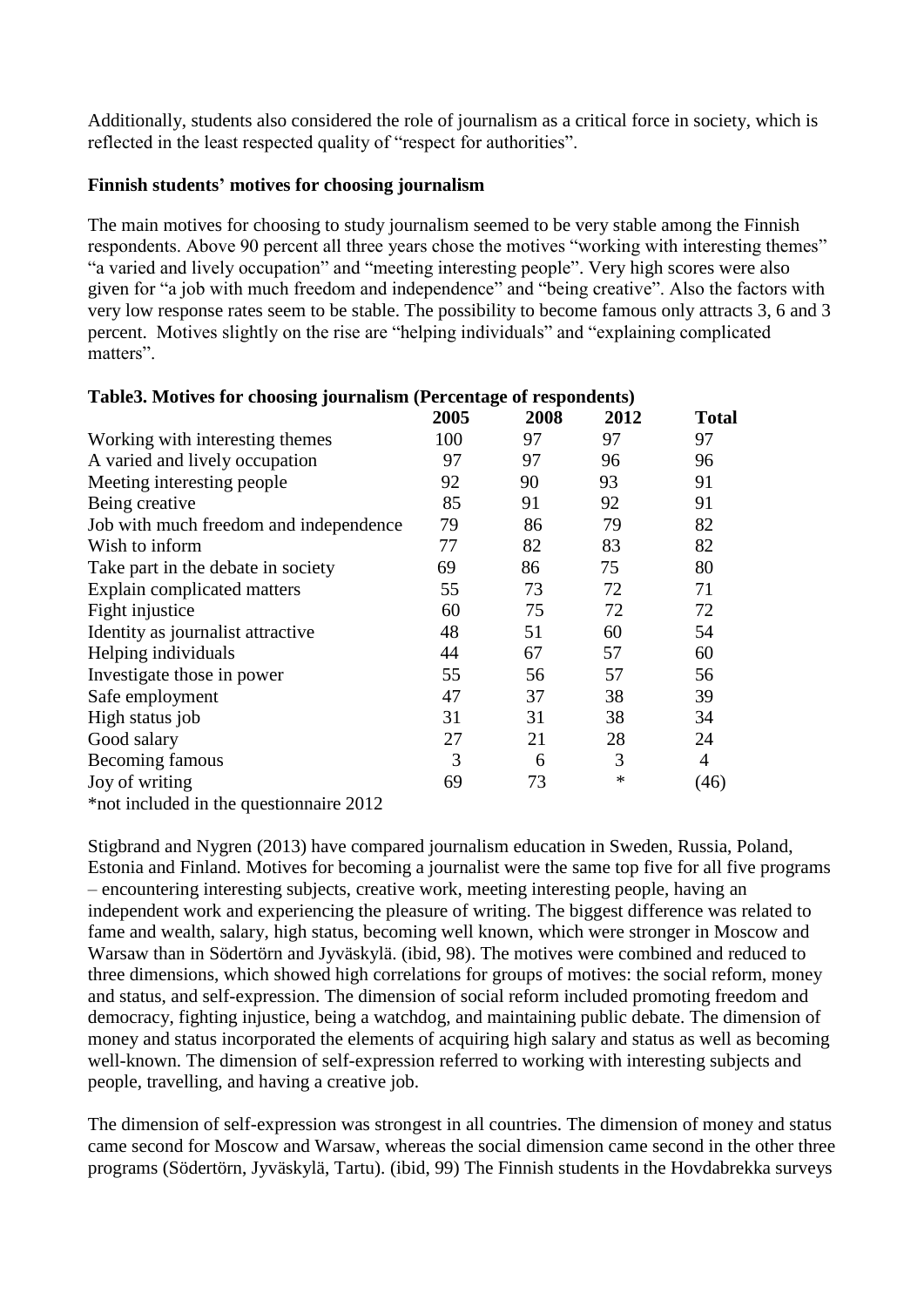Additionally, students also considered the role of journalism as a critical force in society, which is reflected in the least respected quality of "respect for authorities".

**Finnish students' motives for choosing journalism**

The main motives for choosing to study journalism seemed to be very stable among the Finnish respondents. Above 90 percent all three years chose the motives "working with interesting themes" "a varied and lively occupation" and "meeting interesting people". Very high scores were also given for "a job with much freedom and independence" and "being creative". Also the factors with very low response rates seem to be stable. The possibility to become famous only attracts 3, 6 and 3 percent. Motives slightly on the rise are "helping individuals" and "explaining complicated matters".

**Table3. Motives for choosing journalism (Percentage of respondents)**

| | 2005 | 2008 | 2012 | Total |
|---|---|---|---|---|
| Working with interesting themes | 100 | 97 | 97 | 97 |
| A varied and lively occupation | 97 | 97 | 96 | 96 |
| Meeting interesting people | 92 | 90 | 93 | 91 |
| Being creative | 85 | 91 | 92 | 91 |
| Job with much freedom and independence | 79 | 86 | 79 | 82 |
| Wish to inform | 77 | 82 | 83 | 82 |
| Take part in the debate in society | 69 | 86 | 75 | 80 |
| Explain complicated matters | 55 | 73 | 72 | 71 |
| Fight injustice | 60 | 75 | 72 | 72 |
| Identity as journalist attractive | 48 | 51 | 60 | 54 |
| Helping individuals | 44 | 67 | 57 | 60 |
| Investigate those in power | 55 | 56 | 57 | 56 |
| Safe employment | 47 | 37 | 38 | 39 |
| High status job | 31 | 31 | 38 | 34 |
| Good salary | 27 | 21 | 28 | 24 |
| Becoming famous | 3 | 6 | 3 | 4 |
| Joy of writing | 69 | 73 | * | (46) |

*not included in the questionnaire 2012

Stigbrand and Nygren (2013) have compared journalism education in Sweden, Russia, Poland, Estonia and Finland. Motives for becoming a journalist were the same top five for all five programs – encountering interesting subjects, creative work, meeting interesting people, having an independent work and experiencing the pleasure of writing. The biggest difference was related to fame and wealth, salary, high status, becoming well known, which were stronger in Moscow and Warsaw than in Södertörn and Jyväskylä. (ibid, 98). The motives were combined and reduced to three dimensions, which showed high correlations for groups of motives: the social reform, money and status, and self-expression. The dimension of social reform included promoting freedom and democracy, fighting injustice, being a watchdog, and maintaining public debate. The dimension of money and status incorporated the elements of acquiring high salary and status as well as becoming well-known. The dimension of self-expression referred to working with interesting subjects and people, travelling, and having a creative job.

The dimension of self-expression was strongest in all countries. The dimension of money and status came second for Moscow and Warsaw, whereas the social dimension came second in the other three programs (Södertörn, Jyväskylä, Tartu). (ibid, 99) The Finnish students in the Hovdabrekka surveys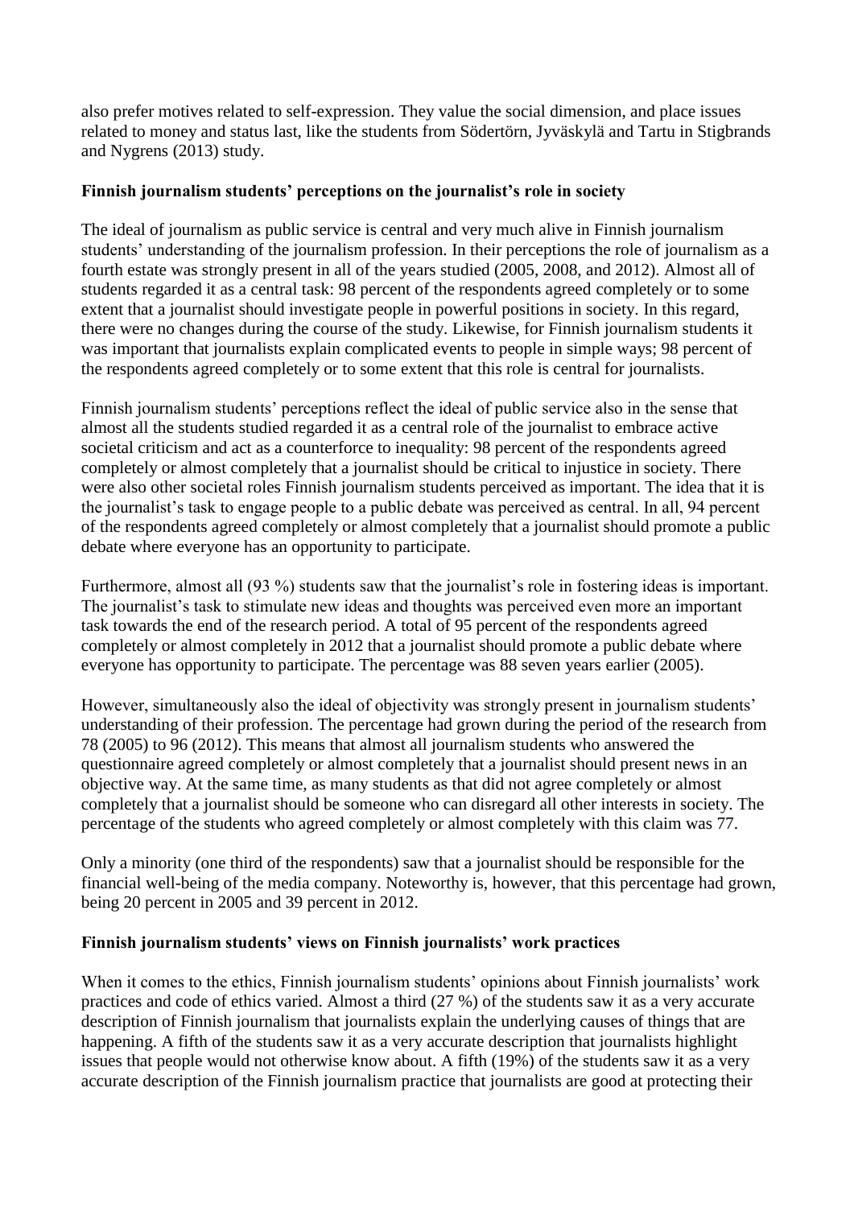also prefer motives related to self-expression. They value the social dimension, and place issues related to money and status last, like the students from Södertörn, Jyväskylä and Tartu in Stigbrands and Nygrens (2013) study.

### Finnish journalism students' perceptions on the journalist's role in society

The ideal of journalism as public service is central and very much alive in Finnish journalism students' understanding of the journalism profession. In their perceptions the role of journalism as a fourth estate was strongly present in all of the years studied (2005, 2008, and 2012). Almost all of students regarded it as a central task: 98 percent of the respondents agreed completely or to some extent that a journalist should investigate people in powerful positions in society. In this regard, there were no changes during the course of the study. Likewise, for Finnish journalism students it was important that journalists explain complicated events to people in simple ways; 98 percent of the respondents agreed completely or to some extent that this role is central for journalists.

Finnish journalism students' perceptions reflect the ideal of public service also in the sense that almost all the students studied regarded it as a central role of the journalist to embrace active societal criticism and act as a counterforce to inequality: 98 percent of the respondents agreed completely or almost completely that a journalist should be critical to injustice in society. There were also other societal roles Finnish journalism students perceived as important. The idea that it is the journalist's task to engage people to a public debate was perceived as central. In all, 94 percent of the respondents agreed completely or almost completely that a journalist should promote a public debate where everyone has an opportunity to participate.

Furthermore, almost all (93 %) students saw that the journalist's role in fostering ideas is important. The journalist's task to stimulate new ideas and thoughts was perceived even more an important task towards the end of the research period. A total of 95 percent of the respondents agreed completely or almost completely in 2012 that a journalist should promote a public debate where everyone has opportunity to participate. The percentage was 88 seven years earlier (2005).

However, simultaneously also the ideal of objectivity was strongly present in journalism students' understanding of their profession. The percentage had grown during the period of the research from 78 (2005) to 96 (2012). This means that almost all journalism students who answered the questionnaire agreed completely or almost completely that a journalist should present news in an objective way. At the same time, as many students as that did not agree completely or almost completely that a journalist should be someone who can disregard all other interests in society. The percentage of the students who agreed completely or almost completely with this claim was 77.

Only a minority (one third of the respondents) saw that a journalist should be responsible for the financial well-being of the media company. Noteworthy is, however, that this percentage had grown, being 20 percent in 2005 and 39 percent in 2012.

### Finnish journalism students' views on Finnish journalists' work practices

When it comes to the ethics, Finnish journalism students' opinions about Finnish journalists' work practices and code of ethics varied. Almost a third (27 %) of the students saw it as a very accurate description of Finnish journalism that journalists explain the underlying causes of things that are happening. A fifth of the students saw it as a very accurate description that journalists highlight issues that people would not otherwise know about. A fifth (19%) of the students saw it as a very accurate description of the Finnish journalism practice that journalists are good at protecting their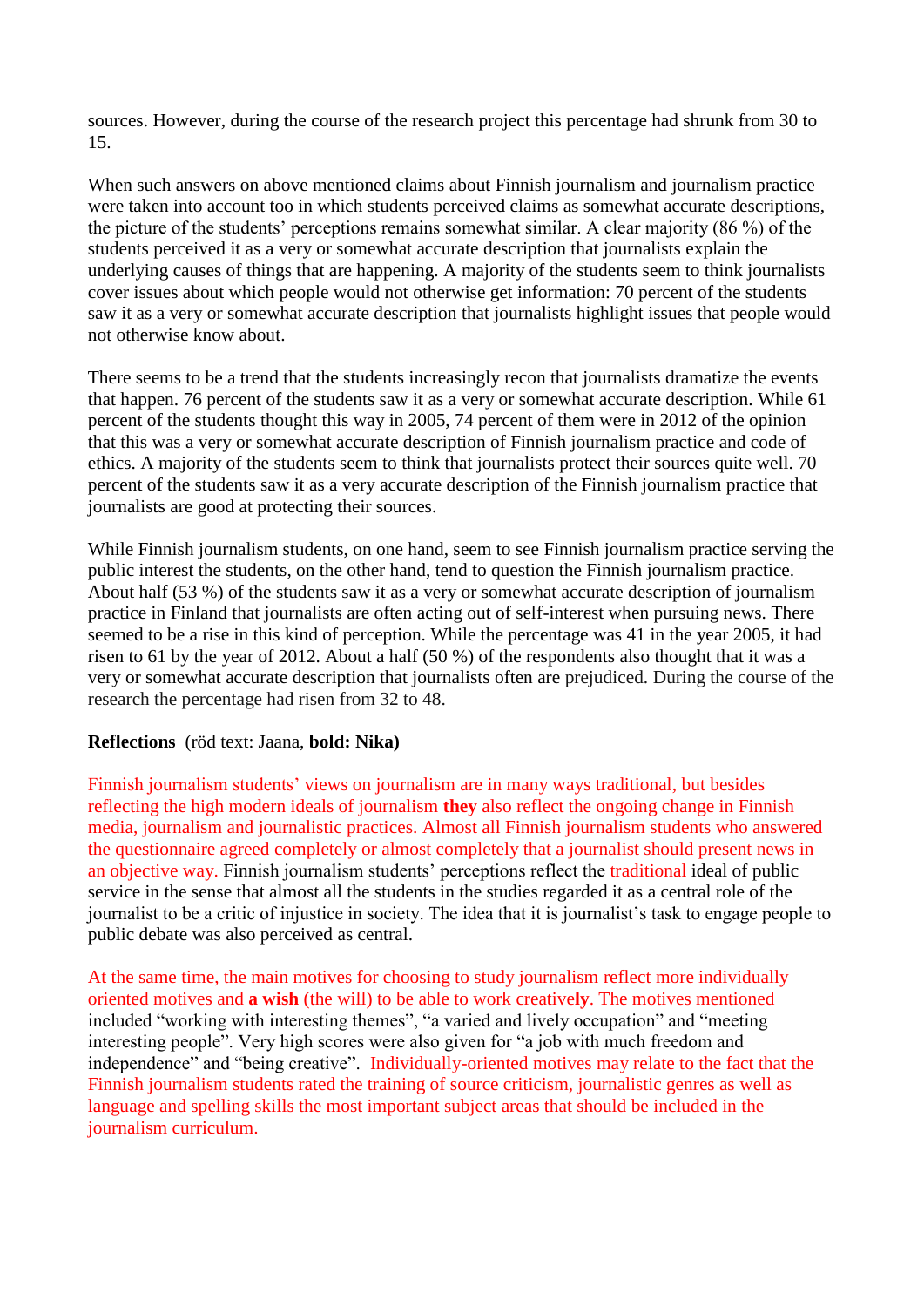sources. However, during the course of the research project this percentage had shrunk from 30 to 15.

When such answers on above mentioned claims about Finnish journalism and journalism practice were taken into account too in which students perceived claims as somewhat accurate descriptions, the picture of the students' perceptions remains somewhat similar. A clear majority (86 %) of the students perceived it as a very or somewhat accurate description that journalists explain the underlying causes of things that are happening. A majority of the students seem to think journalists cover issues about which people would not otherwise get information: 70 percent of the students saw it as a very or somewhat accurate description that journalists highlight issues that people would not otherwise know about.

There seems to be a trend that the students increasingly recon that journalists dramatize the events that happen. 76 percent of the students saw it as a very or somewhat accurate description. While 61 percent of the students thought this way in 2005, 74 percent of them were in 2012 of the opinion that this was a very or somewhat accurate description of Finnish journalism practice and code of ethics. A majority of the students seem to think that journalists protect their sources quite well. 70 percent of the students saw it as a very accurate description of the Finnish journalism practice that journalists are good at protecting their sources.

While Finnish journalism students, on one hand, seem to see Finnish journalism practice serving the public interest the students, on the other hand, tend to question the Finnish journalism practice. About half (53 %) of the students saw it as a very or somewhat accurate description of journalism practice in Finland that journalists are often acting out of self-interest when pursuing news. There seemed to be a rise in this kind of perception. While the percentage was 41 in the year 2005, it had risen to 61 by the year of 2012. About a half (50 %) of the respondents also thought that it was a very or somewhat accurate description that journalists often are prejudiced. During the course of the research the percentage had risen from 32 to 48.

**Reflections** (röd text: Jaana, **bold: Nika)**

Finnish journalism students' views on journalism are in many ways traditional, but besides reflecting the high modern ideals of journalism **they** also reflect the ongoing change in Finnish media, journalism and journalistic practices. Almost all Finnish journalism students who answered the questionnaire agreed completely or almost completely that a journalist should present news in an objective way. Finnish journalism students' perceptions reflect the traditional ideal of public service in the sense that almost all the students in the studies regarded it as a central role of the journalist to be a critic of injustice in society. The idea that it is journalist's task to engage people to public debate was also perceived as central.

At the same time, the main motives for choosing to study journalism reflect more individually oriented motives and **a wish** (the will) to be able to work creative**ly**. The motives mentioned included "working with interesting themes", "a varied and lively occupation" and "meeting interesting people". Very high scores were also given for "a job with much freedom and independence" and "being creative". Individually-oriented motives may relate to the fact that the Finnish journalism students rated the training of source criticism, journalistic genres as well as language and spelling skills the most important subject areas that should be included in the journalism curriculum.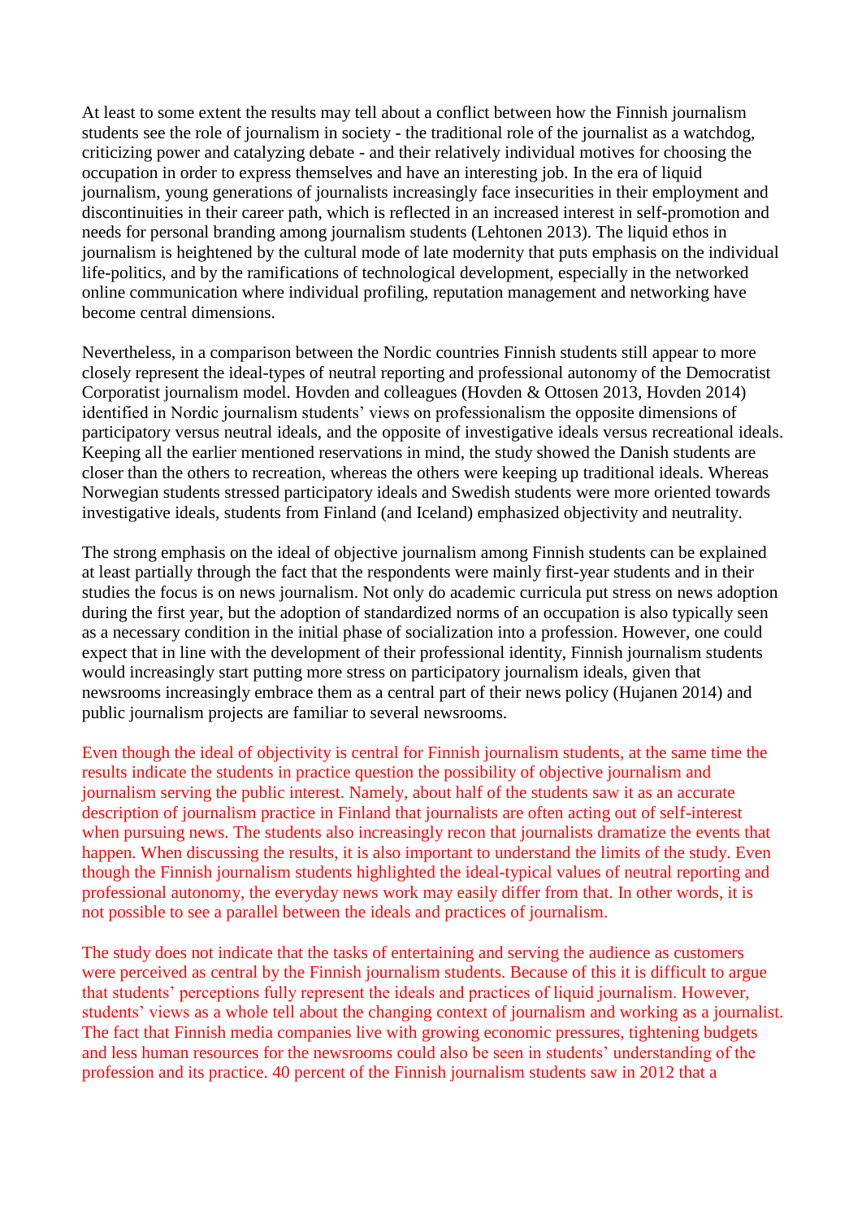At least to some extent the results may tell about a conflict between how the Finnish journalism students see the role of journalism in society - the traditional role of the journalist as a watchdog, criticizing power and catalyzing debate - and their relatively individual motives for choosing the occupation in order to express themselves and have an interesting job. In the era of liquid journalism, young generations of journalists increasingly face insecurities in their employment and discontinuities in their career path, which is reflected in an increased interest in self-promotion and needs for personal branding among journalism students (Lehtonen 2013). The liquid ethos in journalism is heightened by the cultural mode of late modernity that puts emphasis on the individual life-politics, and by the ramifications of technological development, especially in the networked online communication where individual profiling, reputation management and networking have become central dimensions.

Nevertheless, in a comparison between the Nordic countries Finnish students still appear to more closely represent the ideal-types of neutral reporting and professional autonomy of the Democratist Corporatist journalism model. Hovden and colleagues (Hovden & Ottosen 2013, Hovden 2014) identified in Nordic journalism students' views on professionalism the opposite dimensions of participatory versus neutral ideals, and the opposite of investigative ideals versus recreational ideals. Keeping all the earlier mentioned reservations in mind, the study showed the Danish students are closer than the others to recreation, whereas the others were keeping up traditional ideals. Whereas Norwegian students stressed participatory ideals and Swedish students were more oriented towards investigative ideals, students from Finland (and Iceland) emphasized objectivity and neutrality.

The strong emphasis on the ideal of objective journalism among Finnish students can be explained at least partially through the fact that the respondents were mainly first-year students and in their studies the focus is on news journalism. Not only do academic curricula put stress on news adoption during the first year, but the adoption of standardized norms of an occupation is also typically seen as a necessary condition in the initial phase of socialization into a profession. However, one could expect that in line with the development of their professional identity, Finnish journalism students would increasingly start putting more stress on participatory journalism ideals, given that newsrooms increasingly embrace them as a central part of their news policy (Hujanen 2014) and public journalism projects are familiar to several newsrooms.

Even though the ideal of objectivity is central for Finnish journalism students, at the same time the results indicate the students in practice question the possibility of objective journalism and journalism serving the public interest. Namely, about half of the students saw it as an accurate description of journalism practice in Finland that journalists are often acting out of self-interest when pursuing news. The students also increasingly recon that journalists dramatize the events that happen. When discussing the results, it is also important to understand the limits of the study. Even though the Finnish journalism students highlighted the ideal-typical values of neutral reporting and professional autonomy, the everyday news work may easily differ from that. In other words, it is not possible to see a parallel between the ideals and practices of journalism.

The study does not indicate that the tasks of entertaining and serving the audience as customers were perceived as central by the Finnish journalism students. Because of this it is difficult to argue that students' perceptions fully represent the ideals and practices of liquid journalism. However, students' views as a whole tell about the changing context of journalism and working as a journalist. The fact that Finnish media companies live with growing economic pressures, tightening budgets and less human resources for the newsrooms could also be seen in students' understanding of the profession and its practice. 40 percent of the Finnish journalism students saw in 2012 that a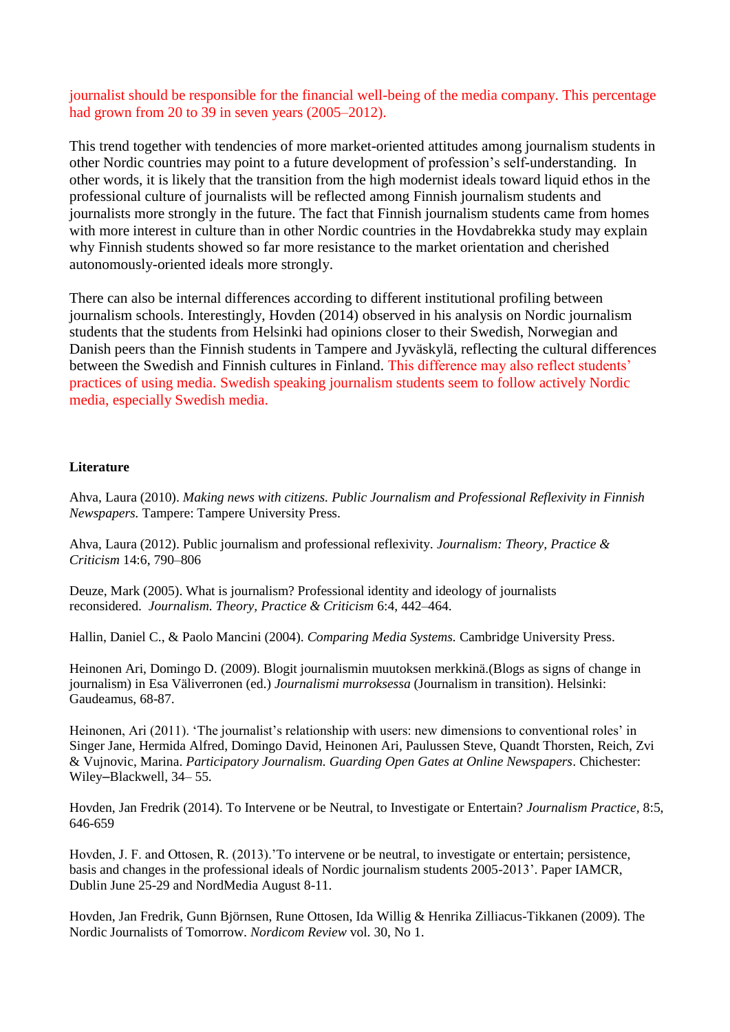journalist should be responsible for the financial well-being of the media company. This percentage had grown from 20 to 39 in seven years (2005–2012).

This trend together with tendencies of more market-oriented attitudes among journalism students in other Nordic countries may point to a future development of profession's self-understanding. In other words, it is likely that the transition from the high modernist ideals toward liquid ethos in the professional culture of journalists will be reflected among Finnish journalism students and journalists more strongly in the future. The fact that Finnish journalism students came from homes with more interest in culture than in other Nordic countries in the Hovdabrekka study may explain why Finnish students showed so far more resistance to the market orientation and cherished autonomously-oriented ideals more strongly.

There can also be internal differences according to different institutional profiling between journalism schools. Interestingly, Hovden (2014) observed in his analysis on Nordic journalism students that the students from Helsinki had opinions closer to their Swedish, Norwegian and Danish peers than the Finnish students in Tampere and Jyväskylä, reflecting the cultural differences between the Swedish and Finnish cultures in Finland. This difference may also reflect students' practices of using media. Swedish speaking journalism students seem to follow actively Nordic media, especially Swedish media.

**Literature**

Ahva, Laura (2010). *Making news with citizens. Public Journalism and Professional Reflexivity in Finnish Newspapers.* Tampere: Tampere University Press.

Ahva, Laura (2012). Public journalism and professional reflexivity. *Journalism: Theory, Practice & Criticism* 14:6, 790–806

Deuze, Mark (2005). What is journalism? Professional identity and ideology of journalists reconsidered. *Journalism. Theory, Practice & Criticism* 6:4, 442–464.

Hallin, Daniel C., & Paolo Mancini (2004). *Comparing Media Systems.* Cambridge University Press.

Heinonen Ari, Domingo D. (2009). Blogit journalismin muutoksen merkkinä.(Blogs as signs of change in journalism) in Esa Väliverronen (ed.) *Journalismi murroksessa* (Journalism in transition). Helsinki: Gaudeamus, 68-87.

Heinonen, Ari (2011). 'The journalist's relationship with users: new dimensions to conventional roles' in Singer Jane, Hermida Alfred, Domingo David, Heinonen Ari, Paulussen Steve, Quandt Thorsten, Reich, Zvi & Vujnovic, Marina. *Participatory Journalism. Guarding Open Gates at Online Newspapers*. Chichester: Wiley–Blackwell, 34– 55.

Hovden, Jan Fredrik (2014). To Intervene or be Neutral, to Investigate or Entertain? *Journalism Practice,* 8:5, 646-659

Hovden, J. F. and Ottosen, R. (2013).'To intervene or be neutral, to investigate or entertain; persistence, basis and changes in the professional ideals of Nordic journalism students 2005-2013'. Paper IAMCR, Dublin June 25-29 and NordMedia August 8-11.

Hovden, Jan Fredrik, Gunn Björnsen, Rune Ottosen, Ida Willig & Henrika Zilliacus-Tikkanen (2009). The Nordic Journalists of Tomorrow. *Nordicom Review* vol. 30, No 1.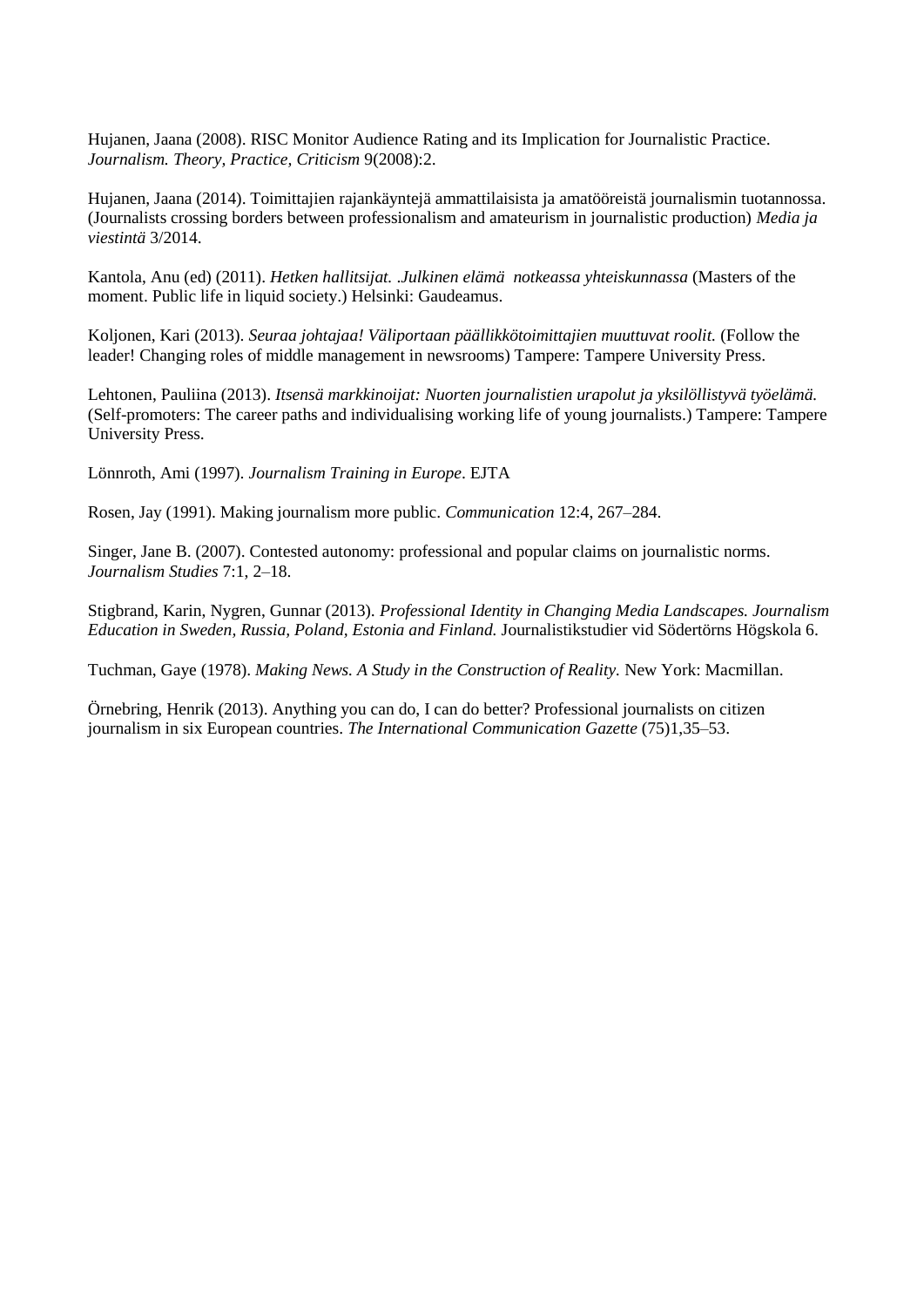Hujanen, Jaana (2008). RISC Monitor Audience Rating and its Implication for Journalistic Practice. *Journalism. Theory, Practice, Criticism* 9(2008):2.

Hujanen, Jaana (2014). Toimittajien rajankäyntejä ammattilaisista ja amatööreistä journalismin tuotannossa. (Journalists crossing borders between professionalism and amateurism in journalistic production) *Media ja viestintä* 3/2014.

Kantola, Anu (ed) (2011). *Hetken hallitsijat. .Julkinen elämä notkeassa yhteiskunnassa* (Masters of the moment. Public life in liquid society.) Helsinki: Gaudeamus.

Koljonen, Kari (2013). *Seuraa johtajaa! Väliportaan päällikkötoimittajien muuttuvat roolit.* (Follow the leader! Changing roles of middle management in newsrooms) Tampere: Tampere University Press.

Lehtonen, Pauliina (2013). *Itsensä markkinoijat: Nuorten journalistien urapolut ja yksilöllistyvä työelämä.* (Self-promoters: The career paths and individualising working life of young journalists.) Tampere: Tampere University Press.

Lönnroth, Ami (1997). *Journalism Training in Europe*. EJTA

Rosen, Jay (1991). Making journalism more public. *Communication* 12:4, 267–284.

Singer, Jane B. (2007). Contested autonomy: professional and popular claims on journalistic norms. *Journalism Studies* 7:1, 2–18.

Stigbrand, Karin, Nygren, Gunnar (2013). *Professional Identity in Changing Media Landscapes. Journalism Education in Sweden, Russia, Poland, Estonia and Finland.* Journalistikstudier vid Södertörns Högskola 6.

Tuchman, Gaye (1978). *Making News. A Study in the Construction of Reality.* New York: Macmillan.

Örnebring, Henrik (2013). Anything you can do, I can do better? Professional journalists on citizen journalism in six European countries. *The International Communication Gazette* (75)1,35–53.